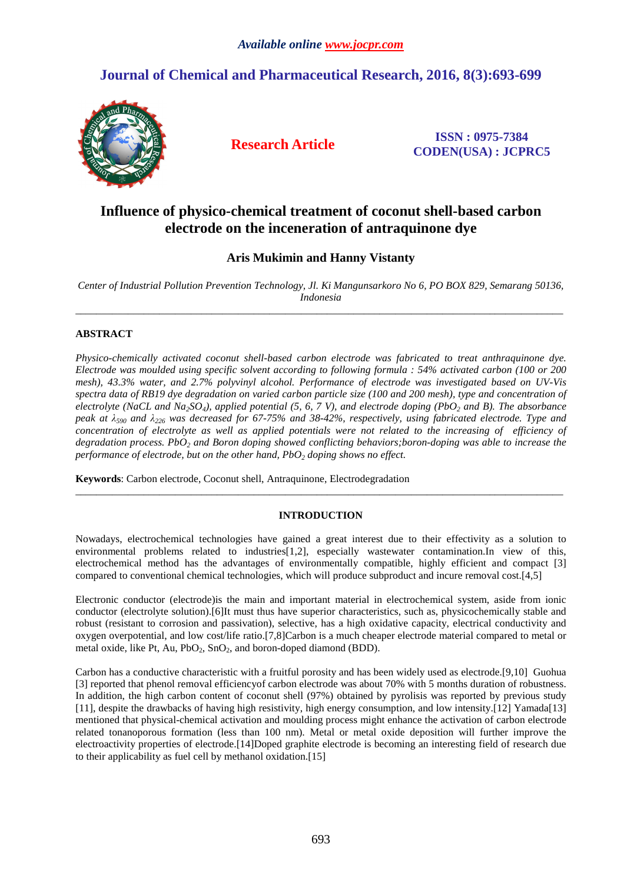*Available online www.jocpr.com*

# Journal of Chemical and Pharmaceutical Research, 2016, 8(3):693-699

**Research Article**

**ISSN : 0975-7384**
**CODEN(USA) : JCPRC5**

# Influence of physico-chemical treatment of coconut shell-based carbon electrode on the inceneration of antraquinone dye

**Aris Mukimin and Hanny Vistanty**

*Center of Industrial Pollution Prevention Technology, Jl. Ki Mangunsarkoro No 6, PO BOX 829, Semarang 50136, Indonesia*

---

## ABSTRACT

*Physico-chemically activated coconut shell-based carbon electrode was fabricated to treat anthraquinone dye. Electrode was moulded using specific solvent according to following formula : 54% activated carbon (100 or 200 mesh), 43.3% water, and 2.7% polyvinyl alcohol. Performance of electrode was investigated based on UV-Vis spectra data of RB19 dye degradation on varied carbon particle size (100 and 200 mesh), type and concentration of electrolyte (NaCl and $Na_2SO_4$), applied potential (5, 6, 7 V), and electrode doping ($PbO_2$ and B). The absorbance peak at $\lambda_{590}$ and $\lambda_{226}$ was decreased for 67-75% and 38-42%, respectively, using fabricated electrode. Type and concentration of electrolyte as well as applied potentials were not related to the increasing of efficiency of degradation process. $PbO_2$ and Boron doping showed conflicting behaviors;boron-doping was able to increase the performance of electrode, but on the other hand, $PbO_2$ doping shows no effect.*

**Keywords**: Carbon electrode, Coconut shell, Antraquinone, Electrodegradation

---

## INTRODUCTION

Nowadays, electrochemical technologies have gained a great interest due to their effectivity as a solution to environmental problems related to industries[1,2], especially wastewater contamination.In view of this, electrochemical method has the advantages of environmentally compatible, highly efficient and compact [3] compared to conventional chemical technologies, which will produce subproduct and incure removal cost.[4,5]

Electronic conductor (electrode)is the main and important material in electrochemical system, aside from ionic conductor (electrolyte solution).[6]It must thus have superior characteristics, such as, physicochemically stable and robust (resistant to corrosion and passivation), selective, has a high oxidative capacity, electrical conductivity and oxygen overpotential, and low cost/life ratio.[7,8]Carbon is a much cheaper electrode material compared to metal or metal oxide, like Pt, Au, $PbO_2$, $SnO_2$, and boron-doped diamond (BDD).

Carbon has a conductive characteristic with a fruitful porosity and has been widely used as electrode.[9,10] Guohua [3] reported that phenol removal efficiencyof carbon electrode was about 70% with 5 months duration of robustness. In addition, the high carbon content of coconut shell (97%) obtained by pyrolisis was reported by previous study [11], despite the drawbacks of having high resistivity, high energy consumption, and low intensity.[12] Yamada[13] mentioned that physical-chemical activation and moulding process might enhance the activation of carbon electrode related tonanoporous formation (less than 100 nm). Metal or metal oxide deposition will further improve the electroactivity properties of electrode.[14]Doped graphite electrode is becoming an interesting field of research due to their applicability as fuel cell by methanol oxidation.[15]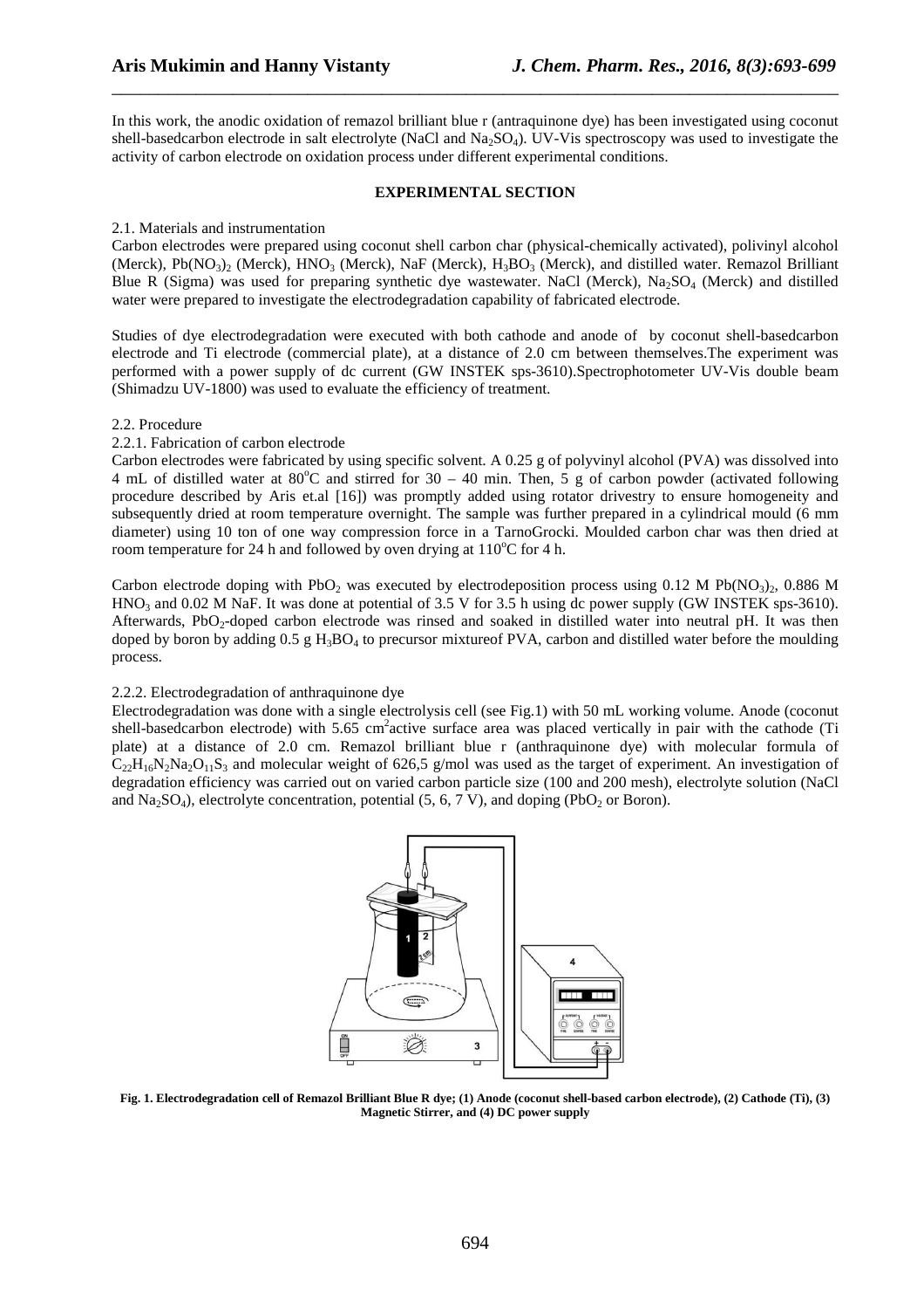In this work, the anodic oxidation of remazol brilliant blue r (antraquinone dye) has been investigated using coconut shell-basedcarbon electrode in salt electrolyte (NaCl and $Na_2SO_4$). UV-Vis spectroscopy was used to investigate the activity of carbon electrode on oxidation process under different experimental conditions.

## EXPERIMENTAL SECTION

### 2.1. Materials and instrumentation

Carbon electrodes were prepared using coconut shell carbon char (physical-chemically activated), polivinyl alcohol (Merck), $Pb(NO_3)_2$ (Merck), $HNO_3$ (Merck), NaF (Merck), $H_3BO_3$ (Merck), and distilled water. Remazol Brilliant Blue R (Sigma) was used for preparing synthetic dye wastewater. NaCl (Merck), $Na_2SO_4$ (Merck) and distilled water were prepared to investigate the electrodegradation capability of fabricated electrode.

Studies of dye electrodegradation were executed with both cathode and anode of by coconut shell-basedcarbon electrode and Ti electrode (commercial plate), at a distance of 2.0 cm between themselves.The experiment was performed with a power supply of dc current (GW INSTEK sps-3610).Spectrophotometer UV-Vis double beam (Shimadzu UV-1800) was used to evaluate the efficiency of treatment.

### 2.2. Procedure

#### 2.2.1. Fabrication of carbon electrode

Carbon electrodes were fabricated by using specific solvent. A 0.25 g of polyvinyl alcohol (PVA) was dissolved into 4 mL of distilled water at 80°C and stirred for 30 – 40 min. Then, 5 g of carbon powder (activated following procedure described by Aris et.al [16]) was promptly added using rotator drivestry to ensure homogeneity and subsequently dried at room temperature overnight. The sample was further prepared in a cylindrical mould (6 mm diameter) using 10 ton of one way compression force in a TarnoGrocki. Moulded carbon char was then dried at room temperature for 24 h and followed by oven drying at 110°C for 4 h.

Carbon electrode doping with $PbO_2$ was executed by electrodeposition process using 0.12 M $Pb(NO_3)_2$, 0.886 M $HNO_3$ and 0.02 M NaF. It was done at potential of 3.5 V for 3.5 h using dc power supply (GW INSTEK sps-3610). Afterwards, $PbO_2$-doped carbon electrode was rinsed and soaked in distilled water into neutral pH. It was then doped by boron by adding 0.5 g $H_3BO_4$ to precursor mixtureof PVA, carbon and distilled water before the moulding process.

#### 2.2.2. Electrodegradation of anthraquinone dye

Electrodegradation was done with a single electrolysis cell (see Fig.1) with 50 mL working volume. Anode (coconut shell-basedcarbon electrode) with 5.65 cm$^2$active surface area was placed vertically in pair with the cathode (Ti plate) at a distance of 2.0 cm. Remazol brilliant blue r (anthraquinone dye) with molecular formula of $C_{22}H_{16}N_2Na_2O_{11}S_3$ and molecular weight of 626,5 g/mol was used as the target of experiment. An investigation of degradation efficiency was carried out on varied carbon particle size (100 and 200 mesh), electrolyte solution (NaCl and $Na_2SO_4$), electrolyte concentration, potential (5, 6, 7 V), and doping ($PbO_2$ or Boron).

**Fig. 1. Electrodegradation cell of Remazol Brilliant Blue R dye; (1) Anode (coconut shell-based carbon electrode), (2) Cathode (Ti), (3) Magnetic Stirrer, and (4) DC power supply**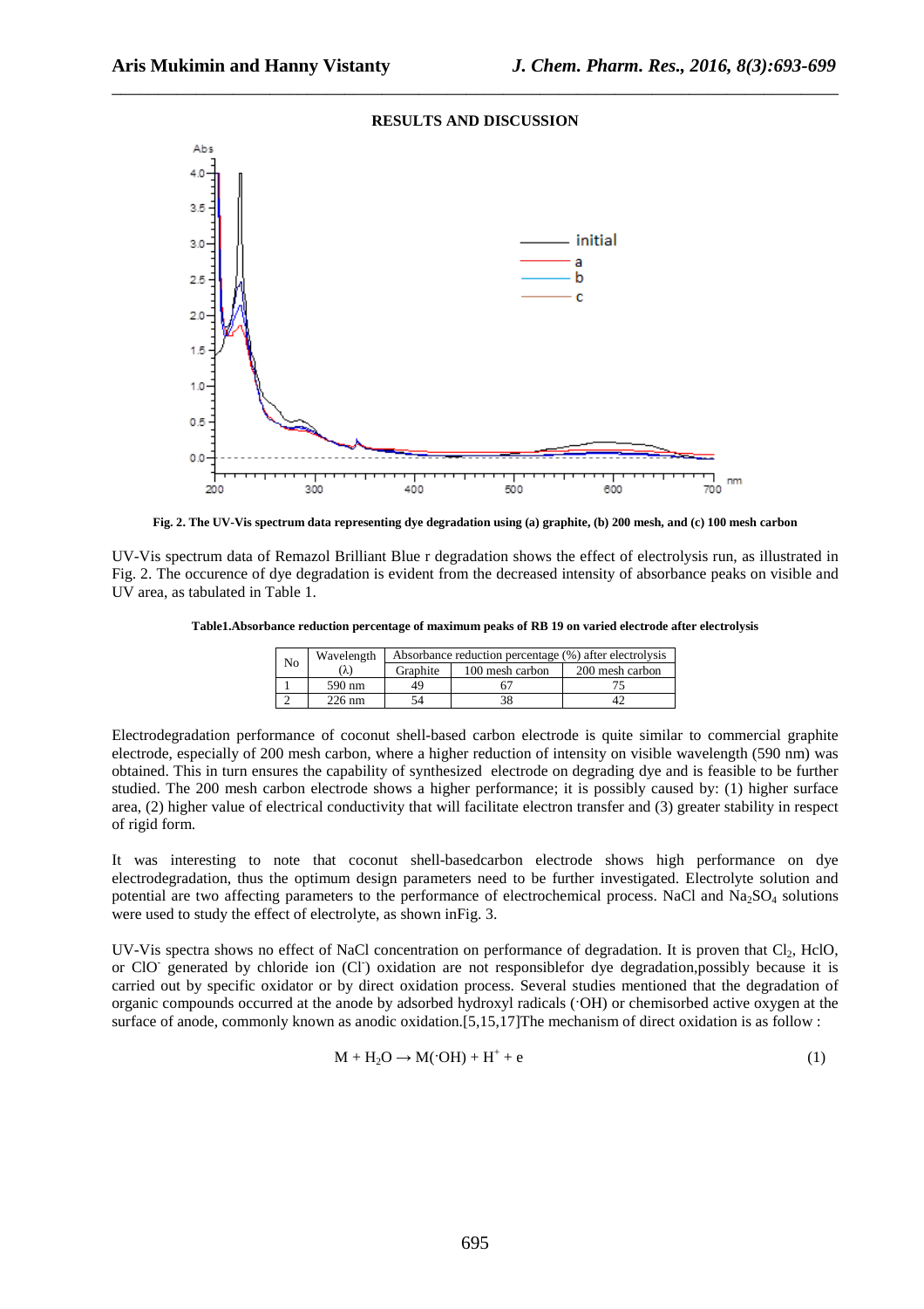## RESULTS AND DISCUSSION

**Fig. 2. The UV-Vis spectrum data representing dye degradation using (a) graphite, (b) 200 mesh, and (c) 100 mesh carbon**

UV-Vis spectrum data of Remazol Brilliant Blue r degradation shows the effect of electrolysis run, as illustrated in Fig. 2. The occurence of dye degradation is evident from the decreased intensity of absorbance peaks on visible and UV area, as tabulated in Table 1.

**Table1.Absorbance reduction percentage of maximum peaks of RB 19 on varied electrode after electrolysis**

| No | Wavelength (λ) | Absorbance reduction percentage (%) after electrolysis | | |
|---|---|---|---|---|
| | | Graphite | 100 mesh carbon | 200 mesh carbon |
| 1 | 590 nm | 49 | 67 | 75 |
| 2 | 226 nm | 54 | 38 | 42 |

Electrodegradation performance of coconut shell-based carbon electrode is quite similar to commercial graphite electrode, especially of 200 mesh carbon, where a higher reduction of intensity on visible wavelength (590 nm) was obtained. This in turn ensures the capability of synthesized electrode on degrading dye and is feasible to be further studied. The 200 mesh carbon electrode shows a higher performance; it is possibly caused by: (1) higher surface area, (2) higher value of electrical conductivity that will facilitate electron transfer and (3) greater stability in respect of rigid form.

It was interesting to note that coconut shell-basedcarbon electrode shows high performance on dye electrodegradation, thus the optimum design parameters need to be further investigated. Electrolyte solution and potential are two affecting parameters to the performance of electrochemical process. NaCl and $Na_2SO_4$ solutions were used to study the effect of electrolyte, as shown inFig. 3.

UV-Vis spectra shows no effect of NaCl concentration on performance of degradation. It is proven that $Cl_2$, HclO, or $ClO^-$ generated by chloride ion ($Cl^-$) oxidation are not responsiblefor dye degradation,possibly because it is carried out by specific oxidator or by direct oxidation process. Several studies mentioned that the degradation of organic compounds occurred at the anode by adsorbed hydroxyl radicals (·OH) or chemisorbed active oxygen at the surface of anode, commonly known as anodic oxidation.[5,15,17]The mechanism of direct oxidation is as follow :

$$M + H_2O \rightarrow M(\cdot OH) + H^+ + e \quad (1)$$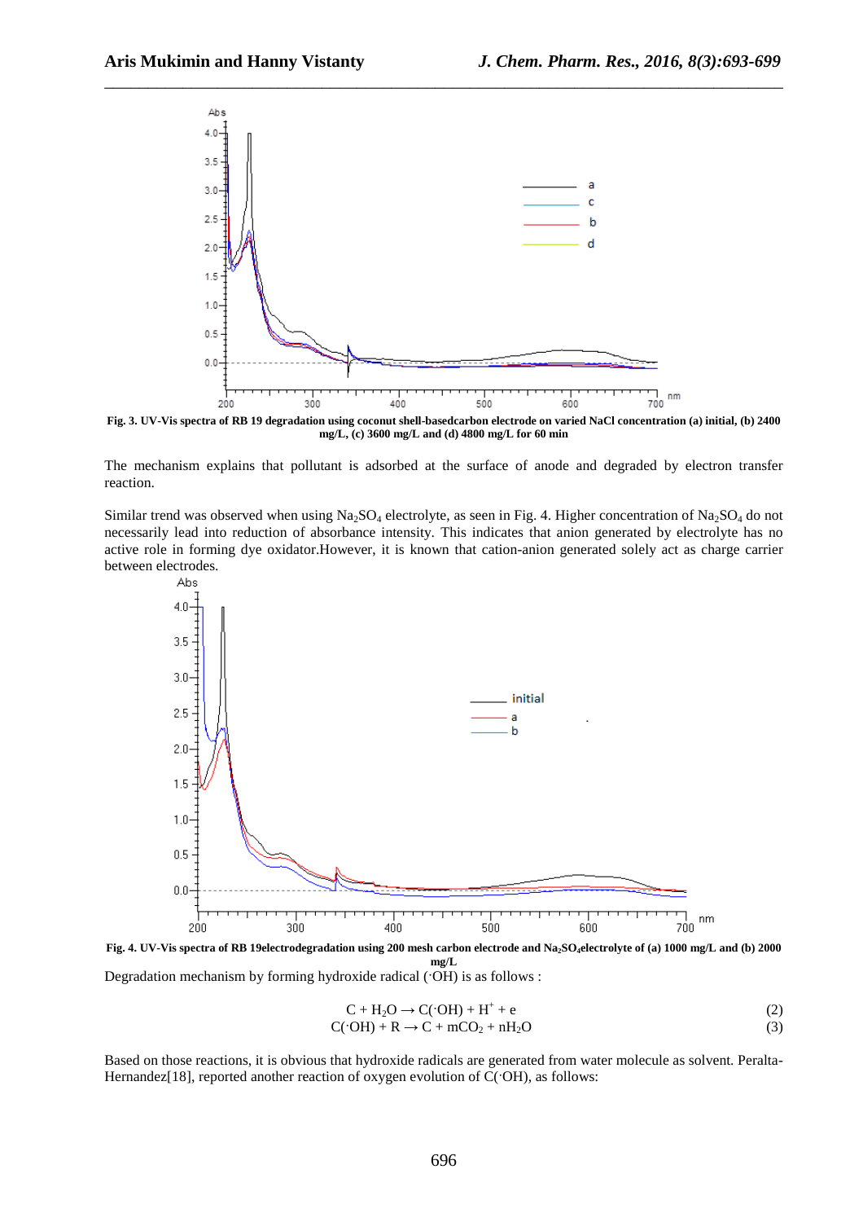Fig. 3. UV-Vis spectra of RB 19 degradation using coconut shell-basedcarbon electrode on varied NaCl concentration (a) initial, (b) 2400 mg/L, (c) 3600 mg/L and (d) 4800 mg/L for 60 min

The mechanism explains that pollutant is adsorbed at the surface of anode and degraded by electron transfer reaction.

Similar trend was observed when using $Na_2SO_4$ electrolyte, as seen in Fig. 4. Higher concentration of $Na_2SO_4$ do not necessarily lead into reduction of absorbance intensity. This indicates that anion generated by electrolyte has no active role in forming dye oxidator.However, it is known that cation-anion generated solely act as charge carrier between electrodes.

Fig. 4. UV-Vis spectra of RB 19electrodegradation using 200 mesh carbon electrode and $Na_2SO_4$electrolyte of (a) 1000 mg/L and (b) 2000 mg/L

Degradation mechanism by forming hydroxide radical (·OH) is as follows :

$$C + H_2O \rightarrow C(\cdot OH) + H^+ + e \quad (2)$$

$$C(\cdot OH) + R \rightarrow C + mCO_2 + nH_2O \quad (3)$$

Based on those reactions, it is obvious that hydroxide radicals are generated from water molecule as solvent. Peralta-Hernandez[18], reported another reaction of oxygen evolution of C(·OH), as follows: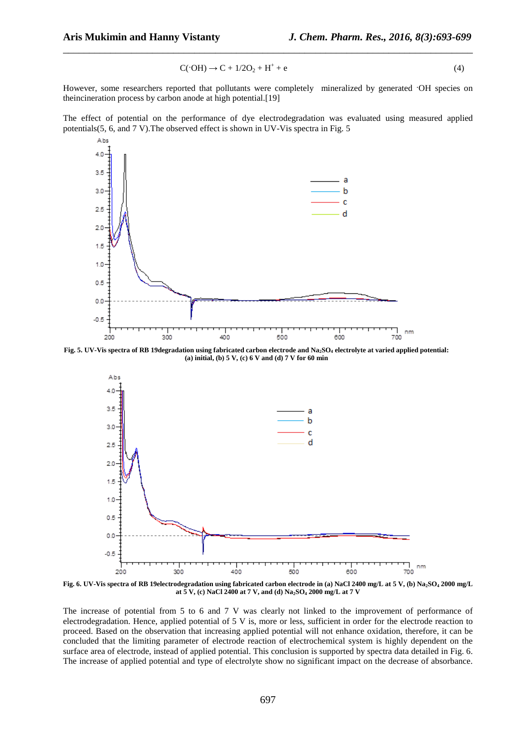$$C(\cdot OH) \rightarrow C + 1/2O_2 + H^+ + e \quad (4)$$

However, some researchers reported that pollutants were completely mineralized by generated ·OH species on theincineration process by carbon anode at high potential.[19]

The effect of potential on the performance of dye electrodegradation was evaluated using measured applied potentials(5, 6, and 7 V).The observed effect is shown in UV-Vis spectra in Fig. 5

**Fig. 5. UV-Vis spectra of RB 19degradation using fabricated carbon electrode and $Na_2SO_4$ electrolyte at varied applied potential: (a) initial, (b) 5 V, (c) 6 V and (d) 7 V for 60 min**

**Fig. 6. UV-Vis spectra of RB 19electrodegradation using fabricated carbon electrode in (a) NaCl 2400 mg/L at 5 V, (b) $Na_2SO_4$ 2000 mg/L at 5 V, (c) NaCl 2400 at 7 V, and (d) $Na_2SO_4$ 2000 mg/L at 7 V**

The increase of potential from 5 to 6 and 7 V was clearly not linked to the improvement of performance of electrodegradation. Hence, applied potential of 5 V is, more or less, sufficient in order for the electrode reaction to proceed. Based on the observation that increasing applied potential will not enhance oxidation, therefore, it can be concluded that the limiting parameter of electrode reaction of electrochemical system is highly dependent on the surface area of electrode, instead of applied potential. This conclusion is supported by spectra data detailed in Fig. 6. The increase of applied potential and type of electrolyte show no significant impact on the decrease of absorbance.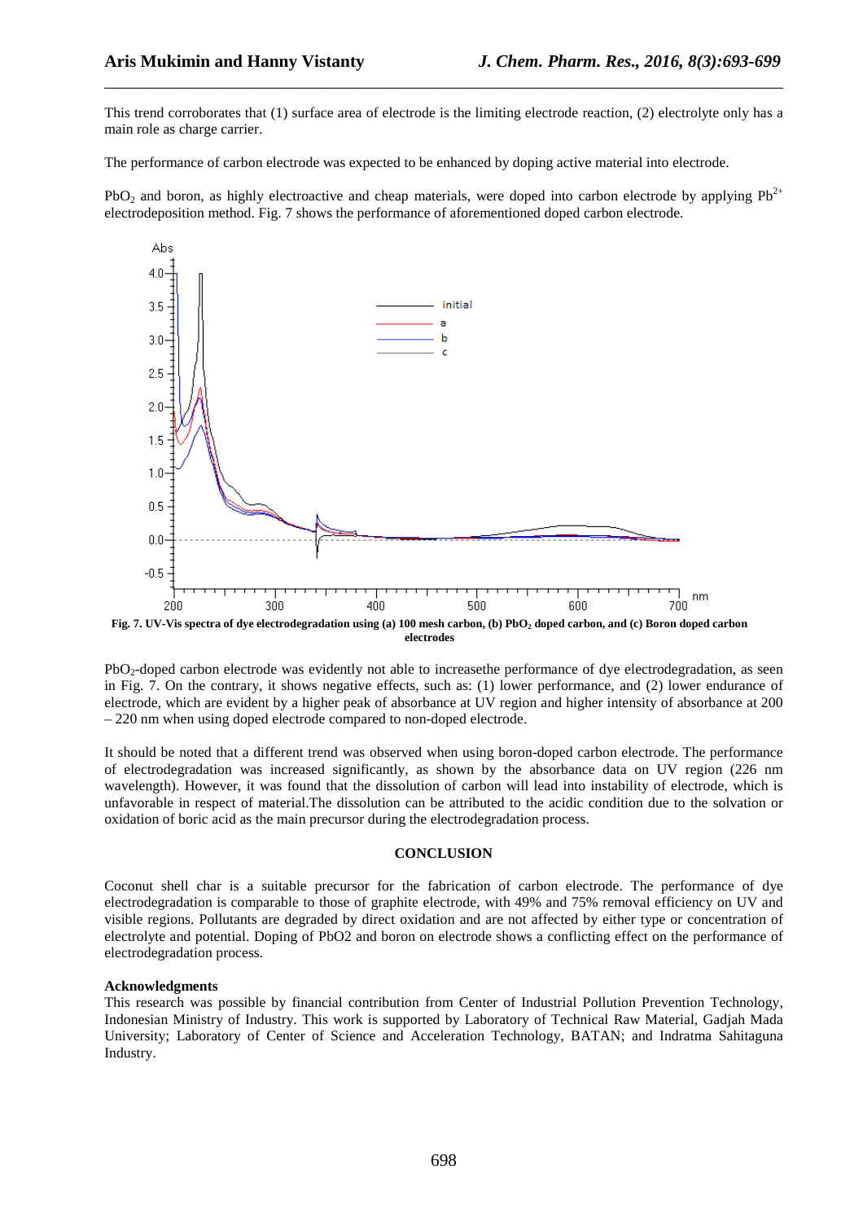This trend corroborates that (1) surface area of electrode is the limiting electrode reaction, (2) electrolyte only has a main role as charge carrier.

The performance of carbon electrode was expected to be enhanced by doping active material into electrode.

$PbO_2$ and boron, as highly electroactive and cheap materials, were doped into carbon electrode by applying $Pb^{2+}$ electrodeposition method. Fig. 7 shows the performance of aforementioned doped carbon electrode.

**Fig. 7. UV-Vis spectra of dye electrodegradation using (a) 100 mesh carbon, (b) $PbO_2$ doped carbon, and (c) Boron doped carbon electrodes**

$PbO_2$-doped carbon electrode was evidently not able to increasethe performance of dye electrodegradation, as seen in Fig. 7. On the contrary, it shows negative effects, such as: (1) lower performance, and (2) lower endurance of electrode, which are evident by a higher peak of absorbance at UV region and higher intensity of absorbance at 200 – 220 nm when using doped electrode compared to non-doped electrode.

It should be noted that a different trend was observed when using boron-doped carbon electrode. The performance of electrodegradation was increased significantly, as shown by the absorbance data on UV region (226 nm wavelength). However, it was found that the dissolution of carbon will lead into instability of electrode, which is unfavorable in respect of material.The dissolution can be attributed to the acidic condition due to the solvation or oxidation of boric acid as the main precursor during the electrodegradation process.

## CONCLUSION

Coconut shell char is a suitable precursor for the fabrication of carbon electrode. The performance of dye electrodegradation is comparable to those of graphite electrode, with 49% and 75% removal efficiency on UV and visible regions. Pollutants are degraded by direct oxidation and are not affected by either type or concentration of electrolyte and potential. Doping of PbO2 and boron on electrode shows a conflicting effect on the performance of electrodegradation process.

### Acknowledgments

This research was possible by financial contribution from Center of Industrial Pollution Prevention Technology, Indonesian Ministry of Industry. This work is supported by Laboratory of Technical Raw Material, Gadjah Mada University; Laboratory of Center of Science and Acceleration Technology, BATAN; and Indratma Sahitaguna Industry.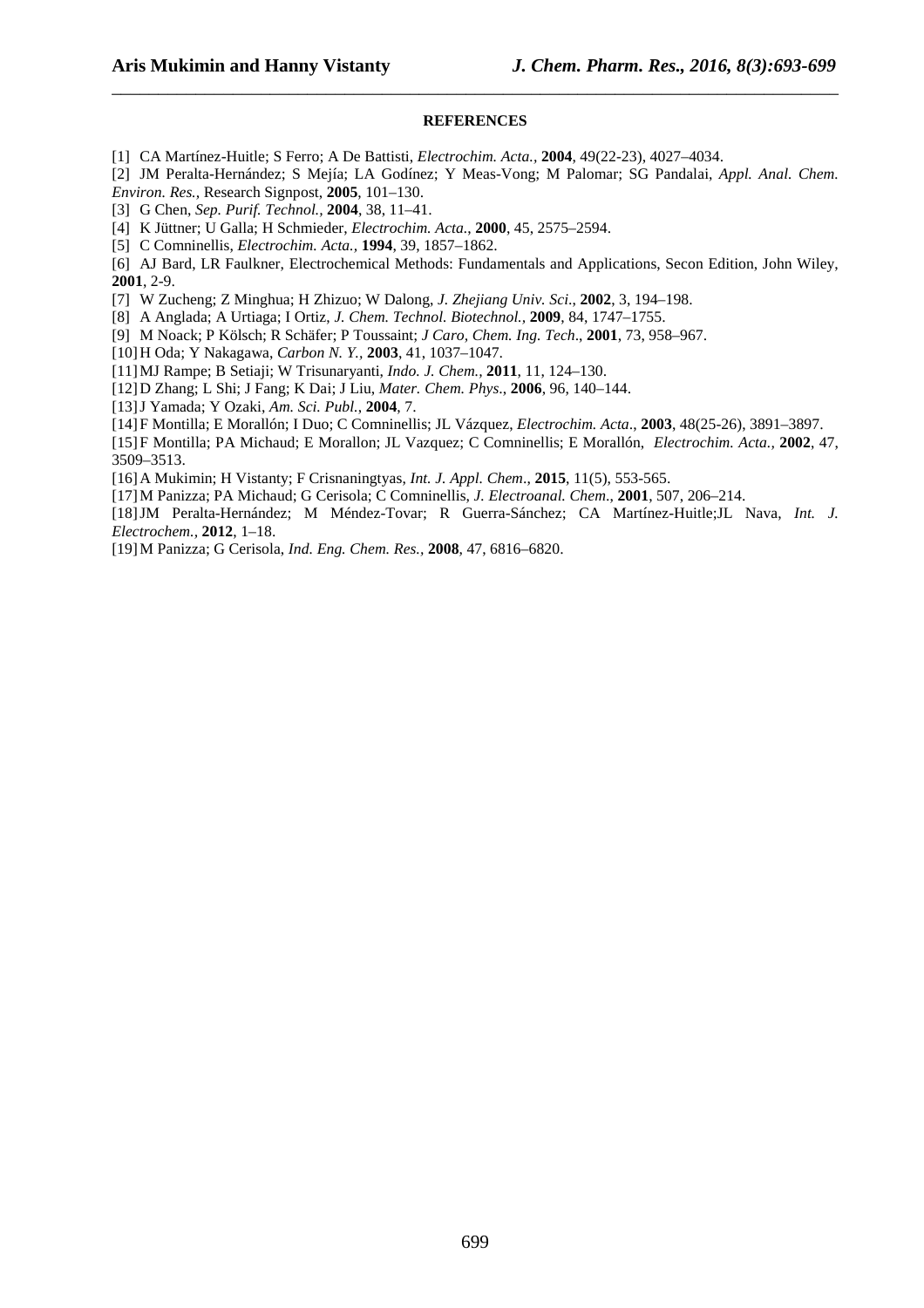**REFERENCES**

[1] CA Martínez-Huitle; S Ferro; A De Battisti, *Electrochim. Acta.*, **2004**, 49(22-23), 4027–4034.

[2] JM Peralta-Hernández; S Mejía; LA Godínez; Y Meas-Vong; M Palomar; SG Pandalai, *Appl. Anal. Chem. Environ. Res.*, Research Signpost, **2005**, 101–130.

[3] G Chen, *Sep. Purif. Technol.*, **2004**, 38, 11–41.

[4] K Jüttner; U Galla; H Schmieder, *Electrochim. Acta.*, **2000**, 45, 2575–2594.

[5] C Comninellis, *Electrochim. Acta.*, **1994**, 39, 1857–1862.

[6] AJ Bard, LR Faulkner, Electrochemical Methods: Fundamentals and Applications, Secon Edition, John Wiley, **2001**, 2-9.

[7] W Zucheng; Z Minghua; H Zhizuo; W Dalong, *J. Zhejiang Univ. Sci.*, **2002**, 3, 194–198.

[8] A Anglada; A Urtiaga; I Ortiz, *J. Chem. Technol. Biotechnol.*, **2009**, 84, 1747–1755.

[9] M Noack; P Kölsch; R Schäfer; P Toussaint; *J Caro, Chem. Ing. Tech*., **2001**, 73, 958–967.

[10] H Oda; Y Nakagawa, *Carbon N. Y.*, **2003**, 41, 1037–1047.

[11] MJ Rampe; B Setiaji; W Trisunaryanti, *Indo. J. Chem.*, **2011**, 11, 124–130.

[12] D Zhang; L Shi; J Fang; K Dai; J Liu, *Mater. Chem. Phys*., **2006**, 96, 140–144.

[13] J Yamada; Y Ozaki, *Am. Sci. Publ.*, **2004**, 7.

[14] F Montilla; E Morallón; I Duo; C Comninellis; JL Vázquez, *Electrochim. Acta*., **2003**, 48(25-26), 3891–3897.

[15] F Montilla; PA Michaud; E Morallon; JL Vazquez; C Comninellis; E Morallón, *Electrochim. Acta.*, **2002**, 47, 3509–3513.

[16] A Mukimin; H Vistanty; F Crisnaningtyas, *Int. J. Appl. Chem*., **2015**, 11(5), 553-565.

[17] M Panizza; PA Michaud; G Cerisola; C Comninellis, *J. Electroanal. Chem*., **2001**, 507, 206–214.

[18] JM Peralta-Hernández; M Méndez-Tovar; R Guerra-Sánchez; CA Martínez-Huitle;JL Nava, *Int. J. Electrochem.*, **2012**, 1–18.

[19] M Panizza; G Cerisola, *Ind. Eng. Chem. Res.*, **2008**, 47, 6816–6820.